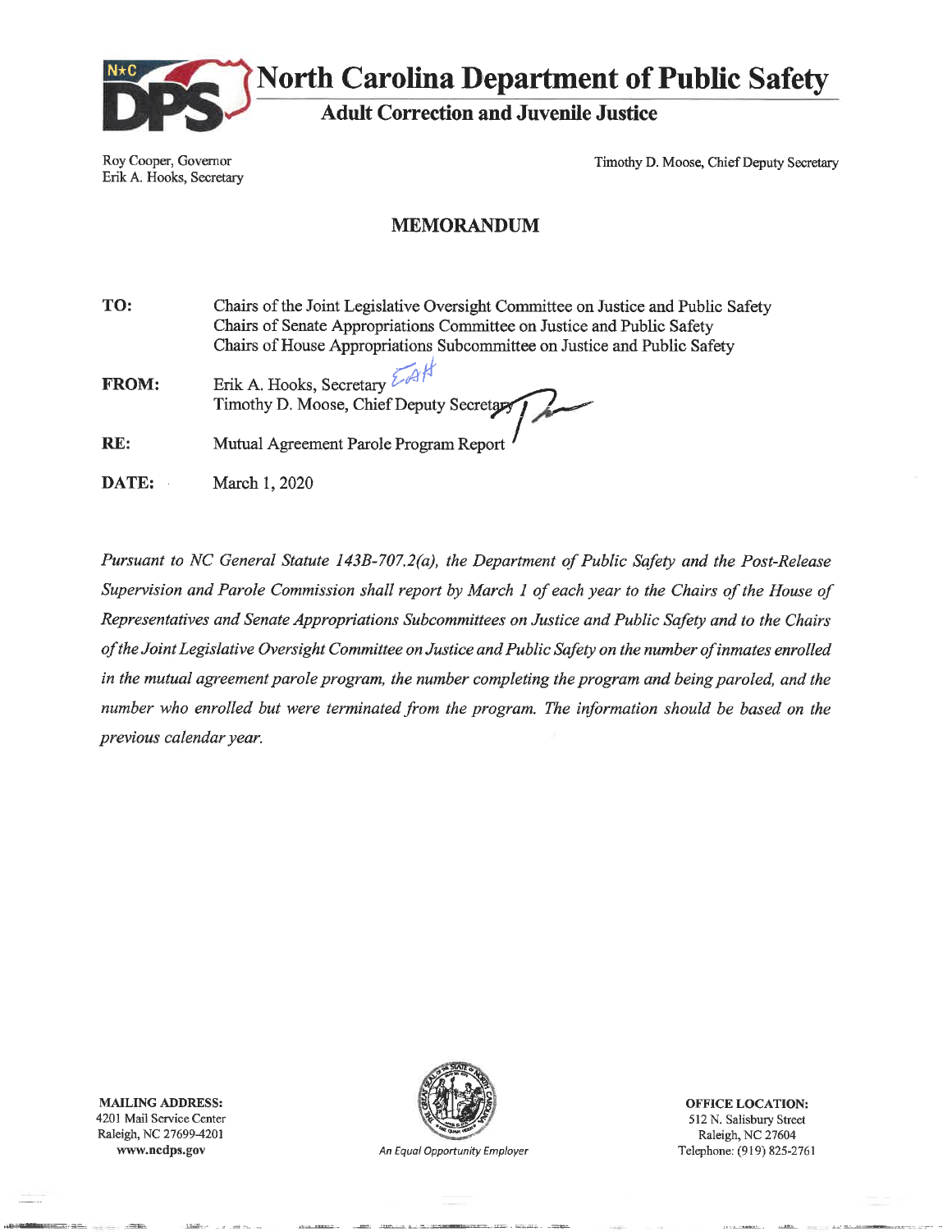# North Carolina Department of Public Safety

## Adult Correction and Juvenile Justice

Roy Cooper, Governor
Erik A. Hooks, Secretary

Timothy D. Moose, Chief Deputy Secretary

## MEMORANDUM

**TO:** Chairs of the Joint Legislative Oversight Committee on Justice and Public Safety
Chairs of Senate Appropriations Committee on Justice and Public Safety
Chairs of House Appropriations Subcommittee on Justice and Public Safety

**FROM:** Erik A. Hooks, Secretary
Timothy D. Moose, Chief Deputy Secretary

**RE:** Mutual Agreement Parole Program Report

**DATE:** March 1, 2020

*Pursuant to NC General Statute 143B-707.2(a), the Department of Public Safety and the Post-Release Supervision and Parole Commission shall report by March 1 of each year to the Chairs of the House of Representatives and Senate Appropriations Subcommittees on Justice and Public Safety and to the Chairs of the Joint Legislative Oversight Committee on Justice and Public Safety on the number of inmates enrolled in the mutual agreement parole program, the number completing the program and being paroled, and the number who enrolled but were terminated from the program. The information should be based on the previous calendar year.*

**MAILING ADDRESS:**
4201 Mail Service Center
Raleigh, NC 27699-4201
**www.ncdps.gov**

*An Equal Opportunity Employer*

**OFFICE LOCATION:**
512 N. Salisbury Street
Raleigh, NC 27604
Telephone: (919) 825-2761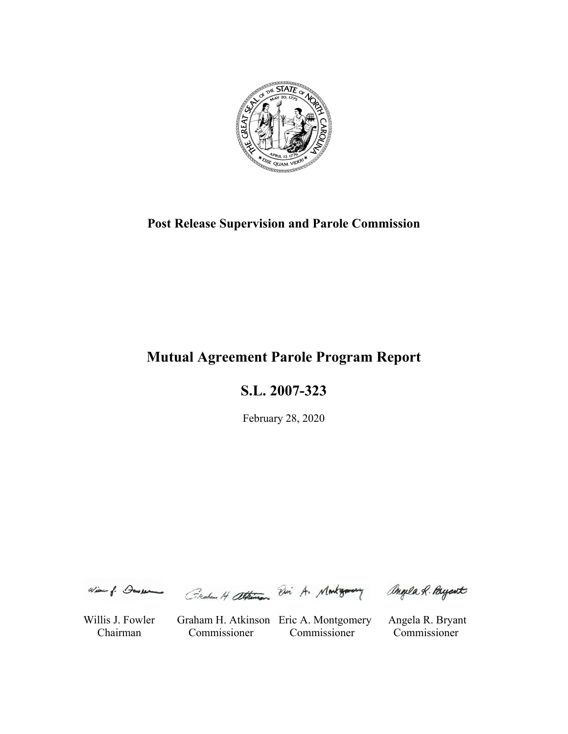**Post Release Supervision and Parole Commission**

# Mutual Agreement Parole Program Report

## S.L. 2007-323

February 28, 2020

| Willis J. Fowler | Graham H. Atkinson | Eric A. Montgomery | Angela R. Bryant |
| --- | --- | --- | --- |
| Chairman | Commissioner | Commissioner | Commissioner |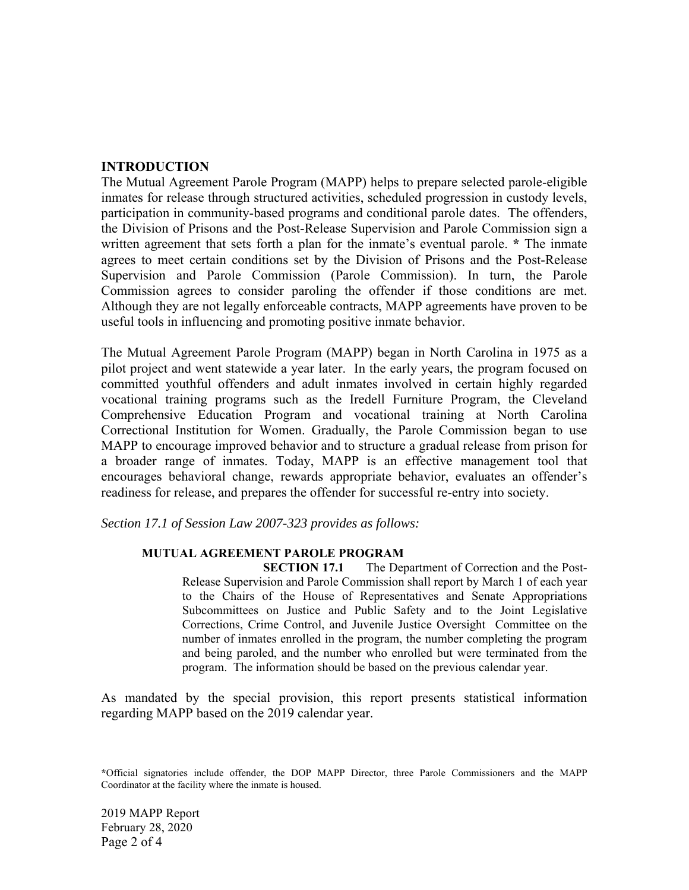## INTRODUCTION

The Mutual Agreement Parole Program (MAPP) helps to prepare selected parole-eligible inmates for release through structured activities, scheduled progression in custody levels, participation in community-based programs and conditional parole dates. The offenders, the Division of Prisons and the Post-Release Supervision and Parole Commission sign a written agreement that sets forth a plan for the inmate's eventual parole. **\*** The inmate agrees to meet certain conditions set by the Division of Prisons and the Post-Release Supervision and Parole Commission (Parole Commission). In turn, the Parole Commission agrees to consider paroling the offender if those conditions are met. Although they are not legally enforceable contracts, MAPP agreements have proven to be useful tools in influencing and promoting positive inmate behavior.

The Mutual Agreement Parole Program (MAPP) began in North Carolina in 1975 as a pilot project and went statewide a year later. In the early years, the program focused on committed youthful offenders and adult inmates involved in certain highly regarded vocational training programs such as the Iredell Furniture Program, the Cleveland Comprehensive Education Program and vocational training at North Carolina Correctional Institution for Women. Gradually, the Parole Commission began to use MAPP to encourage improved behavior and to structure a gradual release from prison for a broader range of inmates. Today, MAPP is an effective management tool that encourages behavioral change, rewards appropriate behavior, evaluates an offender's readiness for release, and prepares the offender for successful re-entry into society.

*Section 17.1 of Session Law 2007-323 provides as follows:*

> **MUTUAL AGREEMENT PAROLE PROGRAM**
>
> **SECTION 17.1** The Department of Correction and the Post-Release Supervision and Parole Commission shall report by March 1 of each year to the Chairs of the House of Representatives and Senate Appropriations Subcommittees on Justice and Public Safety and to the Joint Legislative Corrections, Crime Control, and Juvenile Justice Oversight Committee on the number of inmates enrolled in the program, the number completing the program and being paroled, and the number who enrolled but were terminated from the program. The information should be based on the previous calendar year.

As mandated by the special provision, this report presents statistical information regarding MAPP based on the 2019 calendar year.

**\***Official signatories include offender, the DOP MAPP Director, three Parole Commissioners and the MAPP Coordinator at the facility where the inmate is housed.

2019 MAPP Report
February 28, 2020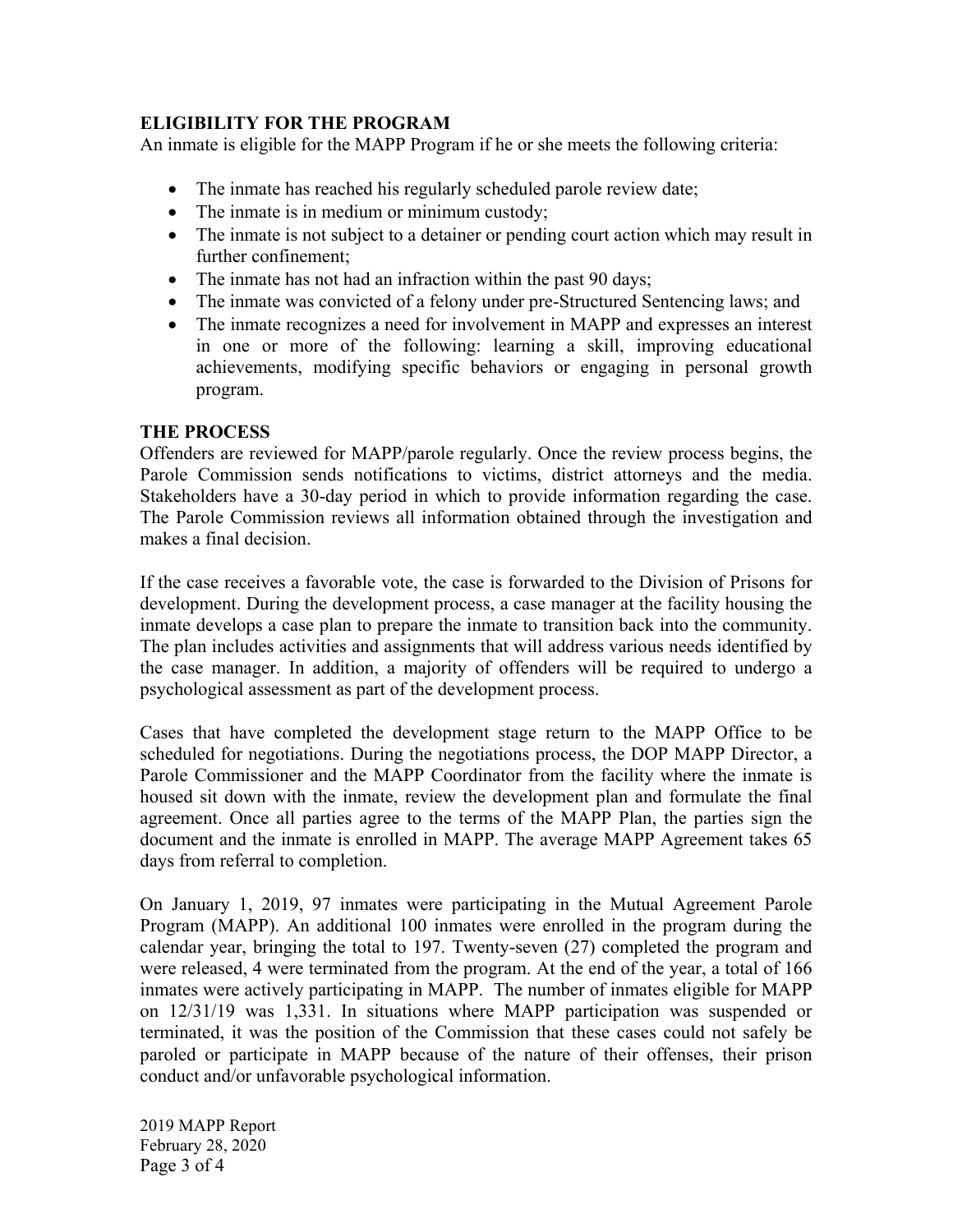## ELIGIBILITY FOR THE PROGRAM

An inmate is eligible for the MAPP Program if he or she meets the following criteria:

- The inmate has reached his regularly scheduled parole review date;
- The inmate is in medium or minimum custody;
- The inmate is not subject to a detainer or pending court action which may result in further confinement;
- The inmate has not had an infraction within the past 90 days;
- The inmate was convicted of a felony under pre-Structured Sentencing laws; and
- The inmate recognizes a need for involvement in MAPP and expresses an interest in one or more of the following: learning a skill, improving educational achievements, modifying specific behaviors or engaging in personal growth program.

## THE PROCESS

Offenders are reviewed for MAPP/parole regularly. Once the review process begins, the Parole Commission sends notifications to victims, district attorneys and the media. Stakeholders have a 30-day period in which to provide information regarding the case. The Parole Commission reviews all information obtained through the investigation and makes a final decision.

If the case receives a favorable vote, the case is forwarded to the Division of Prisons for development. During the development process, a case manager at the facility housing the inmate develops a case plan to prepare the inmate to transition back into the community. The plan includes activities and assignments that will address various needs identified by the case manager. In addition, a majority of offenders will be required to undergo a psychological assessment as part of the development process.

Cases that have completed the development stage return to the MAPP Office to be scheduled for negotiations. During the negotiations process, the DOP MAPP Director, a Parole Commissioner and the MAPP Coordinator from the facility where the inmate is housed sit down with the inmate, review the development plan and formulate the final agreement. Once all parties agree to the terms of the MAPP Plan, the parties sign the document and the inmate is enrolled in MAPP. The average MAPP Agreement takes 65 days from referral to completion.

On January 1, 2019, 97 inmates were participating in the Mutual Agreement Parole Program (MAPP). An additional 100 inmates were enrolled in the program during the calendar year, bringing the total to 197. Twenty-seven (27) completed the program and were released, 4 were terminated from the program. At the end of the year, a total of 166 inmates were actively participating in MAPP. The number of inmates eligible for MAPP on 12/31/19 was 1,331. In situations where MAPP participation was suspended or terminated, it was the position of the Commission that these cases could not safely be paroled or participate in MAPP because of the nature of their offenses, their prison conduct and/or unfavorable psychological information.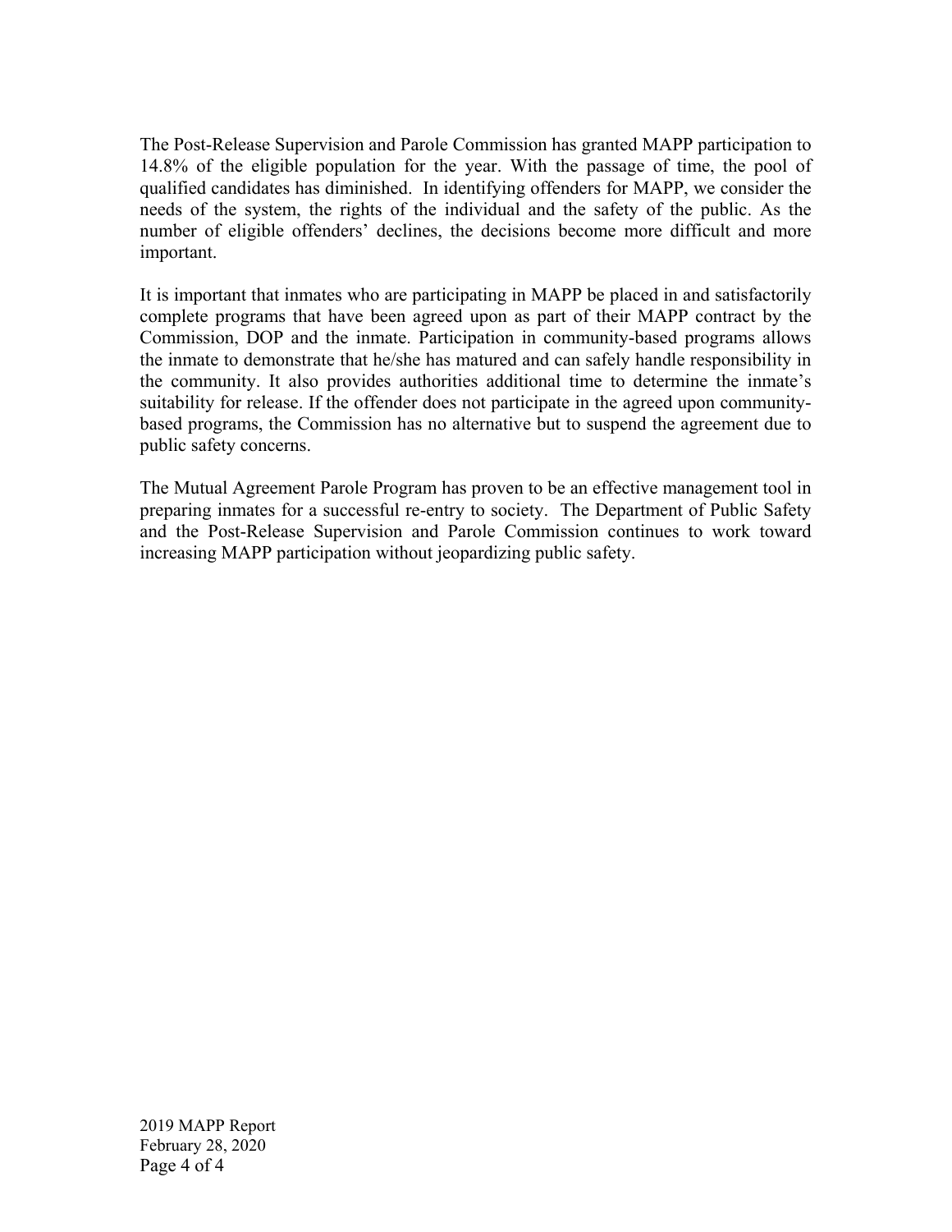The Post-Release Supervision and Parole Commission has granted MAPP participation to 14.8% of the eligible population for the year. With the passage of time, the pool of qualified candidates has diminished. In identifying offenders for MAPP, we consider the needs of the system, the rights of the individual and the safety of the public. As the number of eligible offenders' declines, the decisions become more difficult and more important.

It is important that inmates who are participating in MAPP be placed in and satisfactorily complete programs that have been agreed upon as part of their MAPP contract by the Commission, DOP and the inmate. Participation in community-based programs allows the inmate to demonstrate that he/she has matured and can safely handle responsibility in the community. It also provides authorities additional time to determine the inmate's suitability for release. If the offender does not participate in the agreed upon community-based programs, the Commission has no alternative but to suspend the agreement due to public safety concerns.

The Mutual Agreement Parole Program has proven to be an effective management tool in preparing inmates for a successful re-entry to society. The Department of Public Safety and the Post-Release Supervision and Parole Commission continues to work toward increasing MAPP participation without jeopardizing public safety.